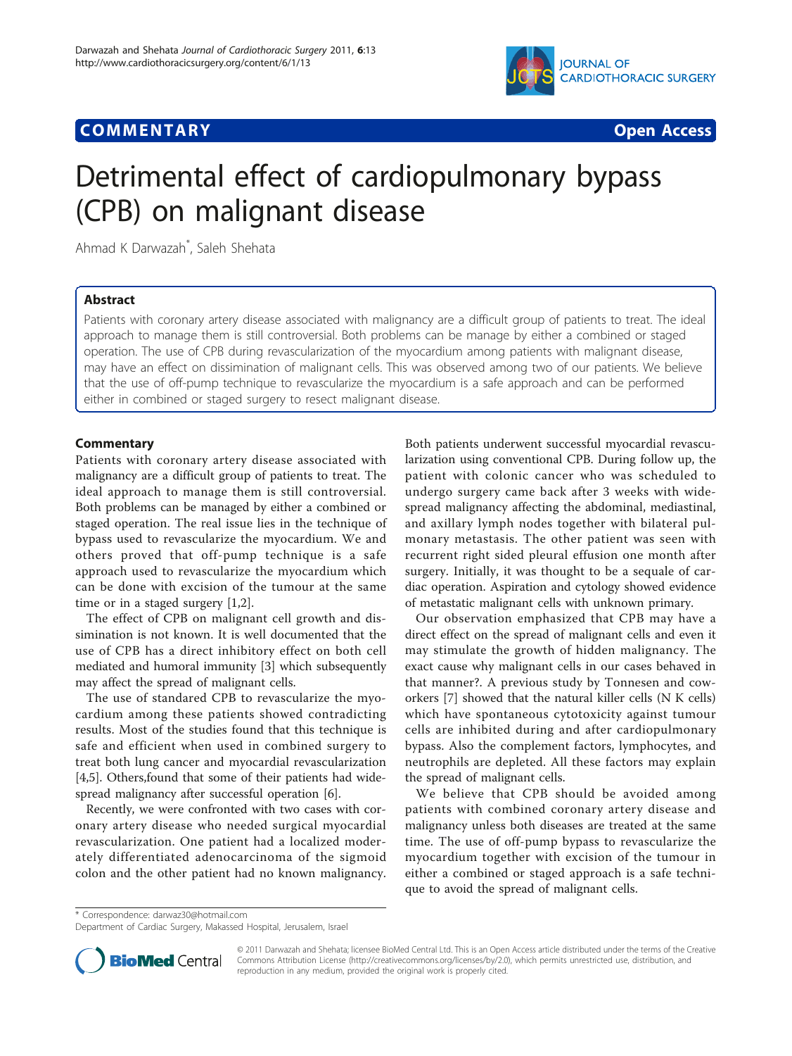COMMENTARY Open Access

# Detrimental effect of cardiopulmonary bypass (CPB) on malignant disease

Ahmad K Darwazah*, Saleh Shehata

## Abstract

Patients with coronary artery disease associated with malignancy are a difficult group of patients to treat. The ideal approach to manage them is still controversial. Both problems can be manage by either a combined or staged operation. The use of CPB during revascularization of the myocardium among patients with malignant disease, may have an effect on dissimination of malignant cells. This was observed among two of our patients. We believe that the use of off-pump technique to revascularize the myocardium is a safe approach and can be performed either in combined or staged surgery to resect malignant disease.

## Commentary

Patients with coronary artery disease associated with malignancy are a difficult group of patients to treat. The ideal approach to manage them is still controversial. Both problems can be managed by either a combined or staged operation. The real issue lies in the technique of bypass used to revascularize the myocardium. We and others proved that off-pump technique is a safe approach used to revascularize the myocardium which can be done with excision of the tumour at the same time or in a staged surgery [1,2].

The effect of CPB on malignant cell growth and dissimination is not known. It is well documented that the use of CPB has a direct inhibitory effect on both cell mediated and humoral immunity [3] which subsequently may affect the spread of malignant cells.

The use of standard CPB to revascularize the myocardium among these patients showed contradicting results. Most of the studies found that this technique is safe and efficient when used in combined surgery to treat both lung cancer and myocardial revascularization [4,5]. Others,found that some of their patients had widespread malignancy after successful operation [6].

Recently, we were confronted with two cases with coronary artery disease who needed surgical myocardial revascularization. One patient had a localized moderately differentiated adenocarcinoma of the sigmoid colon and the other patient had no known malignancy. Both patients underwent successful myocardial revascularization using conventional CPB. During follow up, the patient with colonic cancer who was scheduled to undergo surgery came back after 3 weeks with widespread malignancy affecting the abdominal, mediastinal, and axillary lymph nodes together with bilateral pulmonary metastasis. The other patient was seen with recurrent right sided pleural effusion one month after surgery. Initially, it was thought to be a sequale of cardiac operation. Aspiration and cytology showed evidence of metastatic malignant cells with unknown primary.

Our observation emphasized that CPB may have a direct effect on the spread of malignant cells and even it may stimulate the growth of hidden malignancy. The exact cause why malignant cells in our cases behaved in that manner?. A previous study by Tonnesen and coworkers [7] showed that the natural killer cells (N K cells) which have spontaneous cytotoxicity against tumour cells are inhibited during and after cardiopulmonary bypass. Also the complement factors, lymphocytes, and neutrophils are depleted. All these factors may explain the spread of malignant cells.

We believe that CPB should be avoided among patients with combined coronary artery disease and malignancy unless both diseases are treated at the same time. The use of off-pump bypass to revascularize the myocardium together with excision of the tumour in either a combined or staged approach is a safe technique to avoid the spread of malignant cells.

* Correspondence: darwaz30@hotmail.com
Department of Cardiac Surgery, Makassed Hospital, Jerusalem, Israel

© 2011 Darwazah and Shehata; licensee BioMed Central Ltd. This is an Open Access article distributed under the terms of the Creative Commons Attribution License (http://creativecommons.org/licenses/by/2.0), which permits unrestricted use, distribution, and reproduction in any medium, provided the original work is properly cited.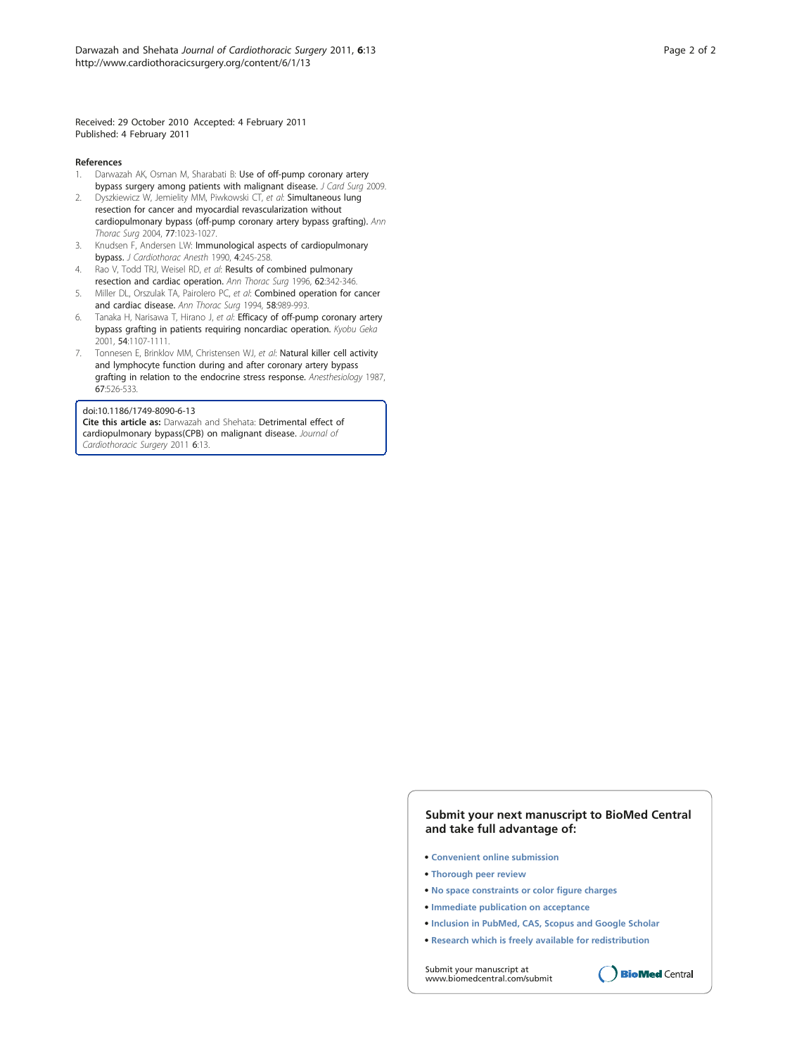Received: 29 October 2010 Accepted: 4 February 2011
Published: 4 February 2011

## References

1. Darwazah AK, Osman M, Sharabati B: **Use of off-pump coronary artery bypass surgery among patients with malignant disease.** *J Card Surg* 2009.
2. Dyszkiewicz W, Jemielity MM, Piwkowski CT, *et al*: **Simultaneous lung resection for cancer and myocardial revascularization without cardiopulmonary bypass (off-pump coronary artery bypass grafting).** *Ann Thorac Surg* 2004, **77**:1023-1027.
3. Knudsen F, Andersen LW: **Immunological aspects of cardiopulmonary bypass.** *J Cardiothorac Anesth* 1990, **4**:245-258.
4. Rao V, Todd TRJ, Weisel RD, *et al*: **Results of combined pulmonary resection and cardiac operation.** *Ann Thorac Surg* 1996, **62**:342-346.
5. Miller DL, Orszulak TA, Pairolero PC, *et al*: **Combined operation for cancer and cardiac disease.** *Ann Thorac Surg* 1994, **58**:989-993.
6. Tanaka H, Narisawa T, Hirano J, *et al*: **Efficacy of off-pump coronary artery bypass grafting in patients requiring noncardiac operation.** *Kyobu Geka* 2001, **54**:1107-1111.
7. Tonnesen E, Brinklov MM, Christensen WJ, *et al*: **Natural killer cell activity and lymphocyte function during and after coronary artery bypass grafting in relation to the endocrine stress response.** *Anesthesiology* 1987, **67**:526-533.

doi:10.1186/1749-8090-6-13
**Cite this article as:** Darwazah and Shehata: Detrimental effect of cardiopulmonary bypass(CPB) on malignant disease. *Journal of Cardiothoracic Surgery* 2011 **6**:13.

**Submit your next manuscript to BioMed Central and take full advantage of:**

- Convenient online submission
- Thorough peer review
- No space constraints or color figure charges
- Immediate publication on acceptance
- Inclusion in PubMed, CAS, Scopus and Google Scholar
- Research which is freely available for redistribution

Submit your manuscript at
www.biomedcentral.com/submit

BioMed Central